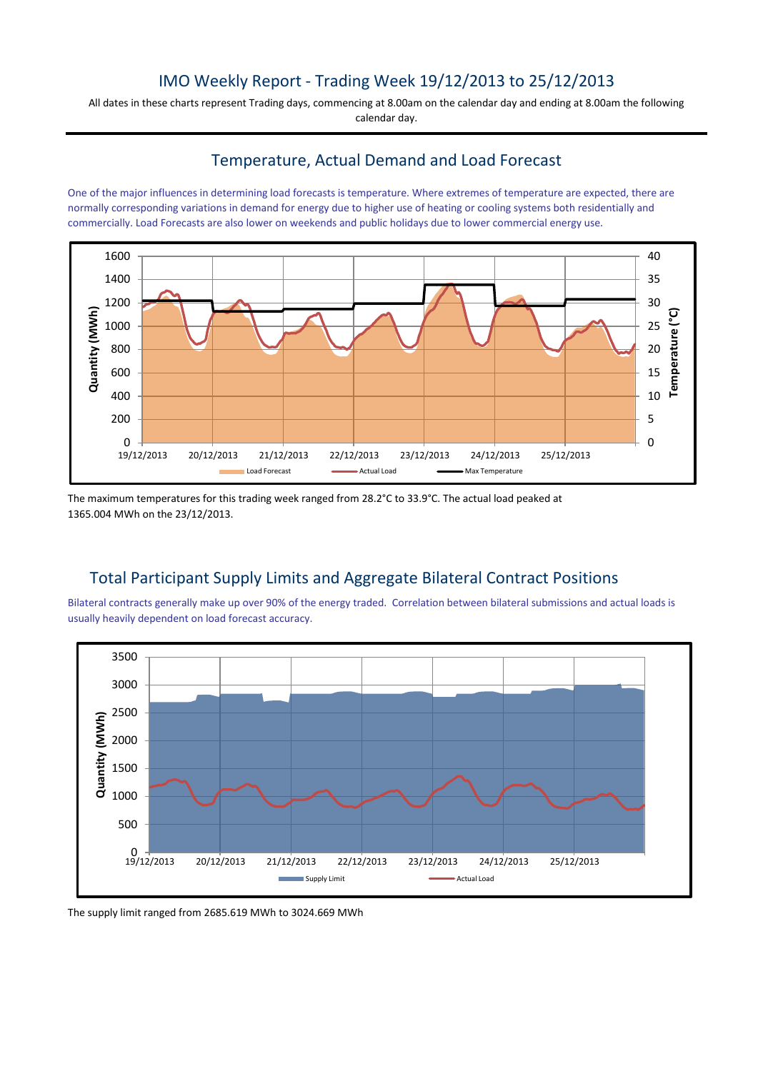# IMO Weekly Report - Trading Week 19/12/2013 to 25/12/2013

All dates in these charts represent Trading days, commencing at 8.00am on the calendar day and ending at 8.00am the following calendar day.

## Temperature, Actual Demand and Load Forecast

One of the major influences in determining load forecasts is temperature. Where extremes of temperature are expected, there are normally corresponding variations in demand for energy due to higher use of heating or cooling systems both residentially and commercially. Load Forecasts are also lower on weekends and public holidays due to lower commercial energy use.

The maximum temperatures for this trading week ranged from 28.2°C to 33.9°C. The actual load peaked at 1365.004 MWh on the 23/12/2013.

## Total Participant Supply Limits and Aggregate Bilateral Contract Positions

Bilateral contracts generally make up over 90% of the energy traded. Correlation between bilateral submissions and actual loads is usually heavily dependent on load forecast accuracy.

The supply limit ranged from 2685.619 MWh to 3024.669 MWh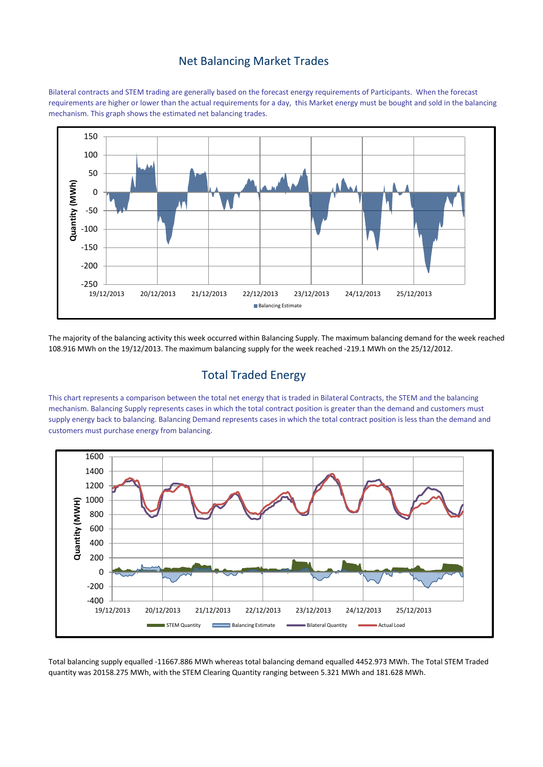## Net Balancing Market Trades

Bilateral contracts and STEM trading are generally based on the forecast energy requirements of Participants. When the forecast requirements are higher or lower than the actual requirements for a day, this Market energy must be bought and sold in the balancing mechanism. This graph shows the estimated net balancing trades.

The majority of the balancing activity this week occurred within Balancing Supply. The maximum balancing demand for the week reached 108.916 MWh on the 19/12/2013. The maximum balancing supply for the week reached -219.1 MWh on the 25/12/2012.

## Total Traded Energy

This chart represents a comparison between the total net energy that is traded in Bilateral Contracts, the STEM and the balancing mechanism. Balancing Supply represents cases in which the total contract position is greater than the demand and customers must supply energy back to balancing. Balancing Demand represents cases in which the total contract position is less than the demand and customers must purchase energy from balancing.

Total balancing supply equalled -11667.886 MWh whereas total balancing demand equalled 4452.973 MWh. The Total STEM Traded quantity was 20158.275 MWh, with the STEM Clearing Quantity ranging between 5.321 MWh and 181.628 MWh.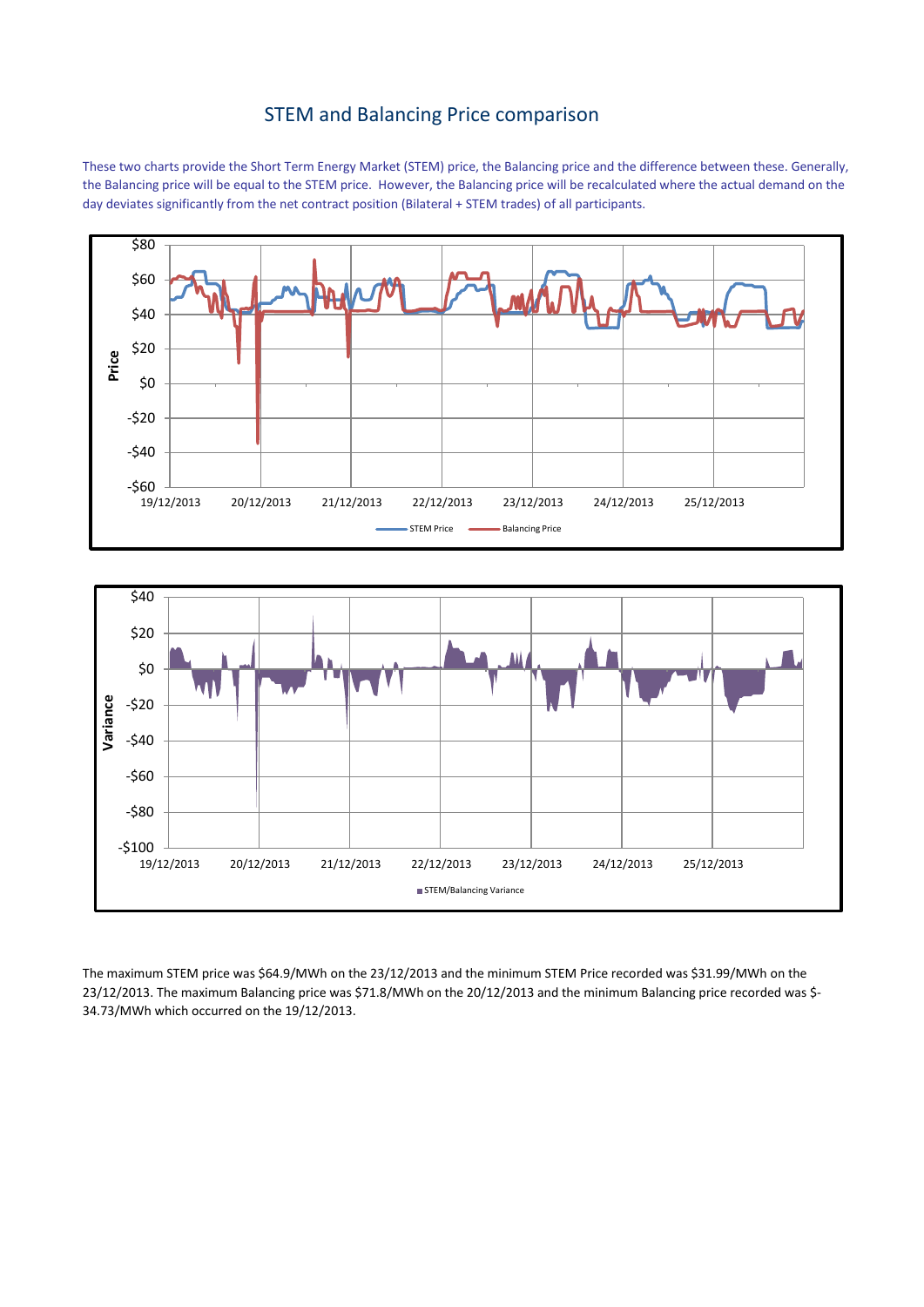# STEM and Balancing Price comparison

These two charts provide the Short Term Energy Market (STEM) price, the Balancing price and the difference between these. Generally, the Balancing price will be equal to the STEM price. However, the Balancing price will be recalculated where the actual demand on the day deviates significantly from the net contract position (Bilateral + STEM trades) of all participants.

Price

$80
$60
$40
$20
$0
-$20
-$40
-$60

19/12/2013 20/12/2013 21/12/2013 22/12/2013 23/12/2013 24/12/2013 25/12/2013

STEM Price Balancing Price

Variance

$40
$20
$0
-$20
-$40
-$60
-$80
-$100

19/12/2013 20/12/2013 21/12/2013 22/12/2013 23/12/2013 24/12/2013 25/12/2013

STEM/Balancing Variance

The maximum STEM price was $64.9/MWh on the 23/12/2013 and the minimum STEM Price recorded was $31.99/MWh on the 23/12/2013. The maximum Balancing price was $71.8/MWh on the 20/12/2013 and the minimum Balancing price recorded was $-34.73/MWh which occurred on the 19/12/2013.